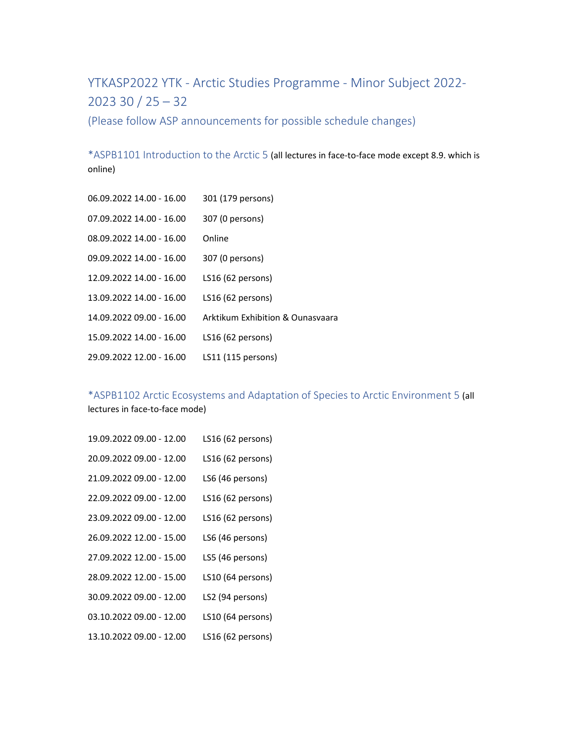# YTKASP2022 YTK - Arctic Studies Programme - Minor Subject 2022-2023 30 / 25 – 32

(Please follow ASP announcements for possible schedule changes)

## *ASPB1101 Introduction to the Arctic 5 (all lectures in face-to-face mode except 8.9. which is online)

06.09.2022 14.00 - 16.00 301 (179 persons)

07.09.2022 14.00 - 16.00 307 (0 persons)

08.09.2022 14.00 - 16.00 Online

09.09.2022 14.00 - 16.00 307 (0 persons)

12.09.2022 14.00 - 16.00 LS16 (62 persons)

13.09.2022 14.00 - 16.00 LS16 (62 persons)

14.09.2022 09.00 - 16.00 Arktikum Exhibition & Ounasvaara

15.09.2022 14.00 - 16.00 LS16 (62 persons)

29.09.2022 12.00 - 16.00 LS11 (115 persons)

## *ASPB1102 Arctic Ecosystems and Adaptation of Species to Arctic Environment 5 (all lectures in face-to-face mode)

19.09.2022 09.00 - 12.00 LS16 (62 persons)

20.09.2022 09.00 - 12.00 LS16 (62 persons)

21.09.2022 09.00 - 12.00 LS6 (46 persons)

22.09.2022 09.00 - 12.00 LS16 (62 persons)

23.09.2022 09.00 - 12.00 LS16 (62 persons)

26.09.2022 12.00 - 15.00 LS6 (46 persons)

27.09.2022 12.00 - 15.00 LS5 (46 persons)

28.09.2022 12.00 - 15.00 LS10 (64 persons)

30.09.2022 09.00 - 12.00 LS2 (94 persons)

03.10.2022 09.00 - 12.00 LS10 (64 persons)

13.10.2022 09.00 - 12.00 LS16 (62 persons)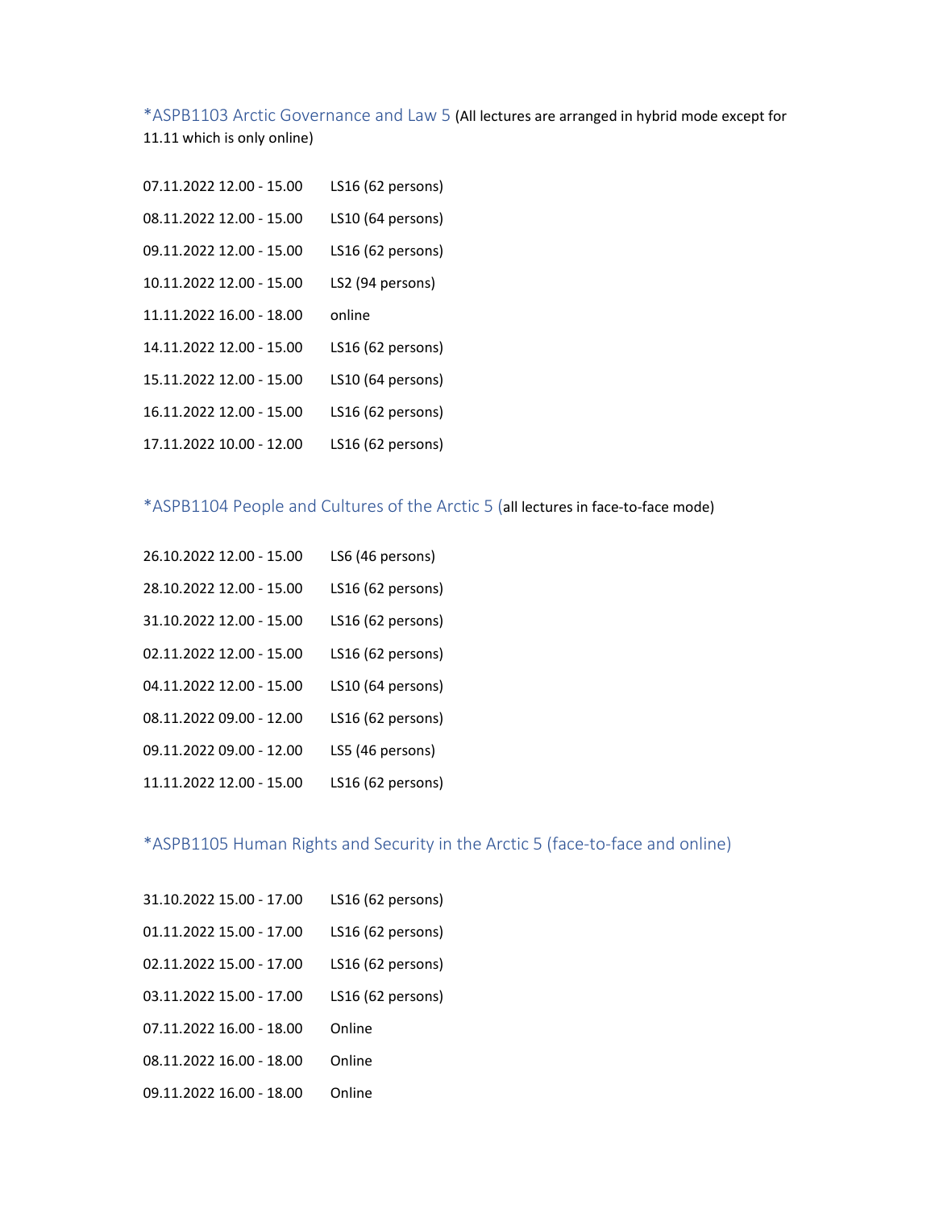### *ASPB1103 Arctic Governance and Law 5 (All lectures are arranged in hybrid mode except for 11.11 which is only online)

07.11.2022 12.00 - 15.00 LS16 (62 persons)

08.11.2022 12.00 - 15.00 LS10 (64 persons)

09.11.2022 12.00 - 15.00 LS16 (62 persons)

10.11.2022 12.00 - 15.00 LS2 (94 persons)

11.11.2022 16.00 - 18.00 online

14.11.2022 12.00 - 15.00 LS16 (62 persons)

15.11.2022 12.00 - 15.00 LS10 (64 persons)

16.11.2022 12.00 - 15.00 LS16 (62 persons)

17.11.2022 10.00 - 12.00 LS16 (62 persons)

### *ASPB1104 People and Cultures of the Arctic 5 (all lectures in face-to-face mode)

26.10.2022 12.00 - 15.00 LS6 (46 persons)

28.10.2022 12.00 - 15.00 LS16 (62 persons)

31.10.2022 12.00 - 15.00 LS16 (62 persons)

02.11.2022 12.00 - 15.00 LS16 (62 persons)

04.11.2022 12.00 - 15.00 LS10 (64 persons)

08.11.2022 09.00 - 12.00 LS16 (62 persons)

09.11.2022 09.00 - 12.00 LS5 (46 persons)

11.11.2022 12.00 - 15.00 LS16 (62 persons)

### *ASPB1105 Human Rights and Security in the Arctic 5 (face-to-face and online)

31.10.2022 15.00 - 17.00 LS16 (62 persons)

01.11.2022 15.00 - 17.00 LS16 (62 persons)

02.11.2022 15.00 - 17.00 LS16 (62 persons)

03.11.2022 15.00 - 17.00 LS16 (62 persons)

07.11.2022 16.00 - 18.00 Online

08.11.2022 16.00 - 18.00 Online

09.11.2022 16.00 - 18.00 Online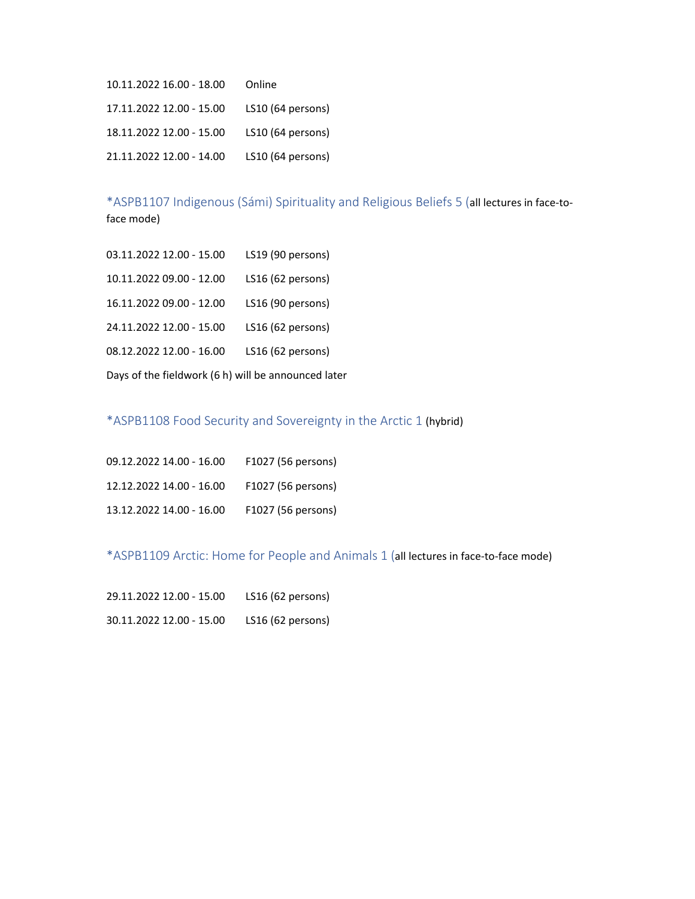| | |
|---|---|
| 10.11.2022 16.00 - 18.00 | Online |
| 17.11.2022 12.00 - 15.00 | LS10 (64 persons) |
| 18.11.2022 12.00 - 15.00 | LS10 (64 persons) |
| 21.11.2022 12.00 - 14.00 | LS10 (64 persons) |

### *ASPB1107 Indigenous (Sámi) Spirituality and Religious Beliefs 5 (all lectures in face-to-face mode)

| | |
|---|---|
| 03.11.2022 12.00 - 15.00 | LS19 (90 persons) |
| 10.11.2022 09.00 - 12.00 | LS16 (62 persons) |
| 16.11.2022 09.00 - 12.00 | LS16 (90 persons) |
| 24.11.2022 12.00 - 15.00 | LS16 (62 persons) |
| 08.12.2022 12.00 - 16.00 | LS16 (62 persons) |

Days of the fieldwork (6 h) will be announced later

### *ASPB1108 Food Security and Sovereignty in the Arctic 1 (hybrid)

| | |
|---|---|
| 09.12.2022 14.00 - 16.00 | F1027 (56 persons) |
| 12.12.2022 14.00 - 16.00 | F1027 (56 persons) |
| 13.12.2022 14.00 - 16.00 | F1027 (56 persons) |

### *ASPB1109 Arctic: Home for People and Animals 1 (all lectures in face-to-face mode)

| | |
|---|---|
| 29.11.2022 12.00 - 15.00 | LS16 (62 persons) |
| 30.11.2022 12.00 - 15.00 | LS16 (62 persons) |